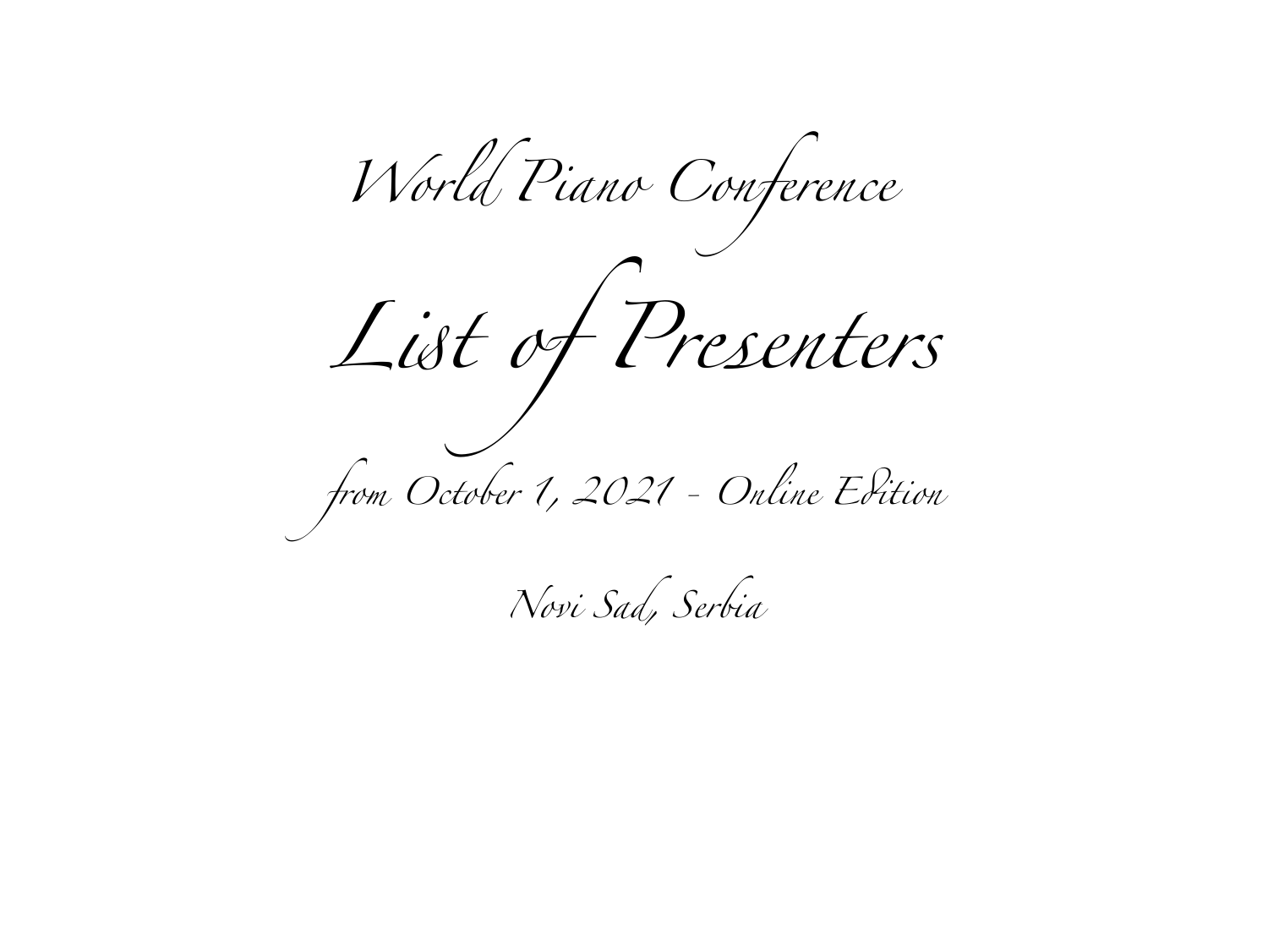World Piano Conference

# List of Presenters

from October 1, 2021 - Online Edition

Novi Sad, Serbia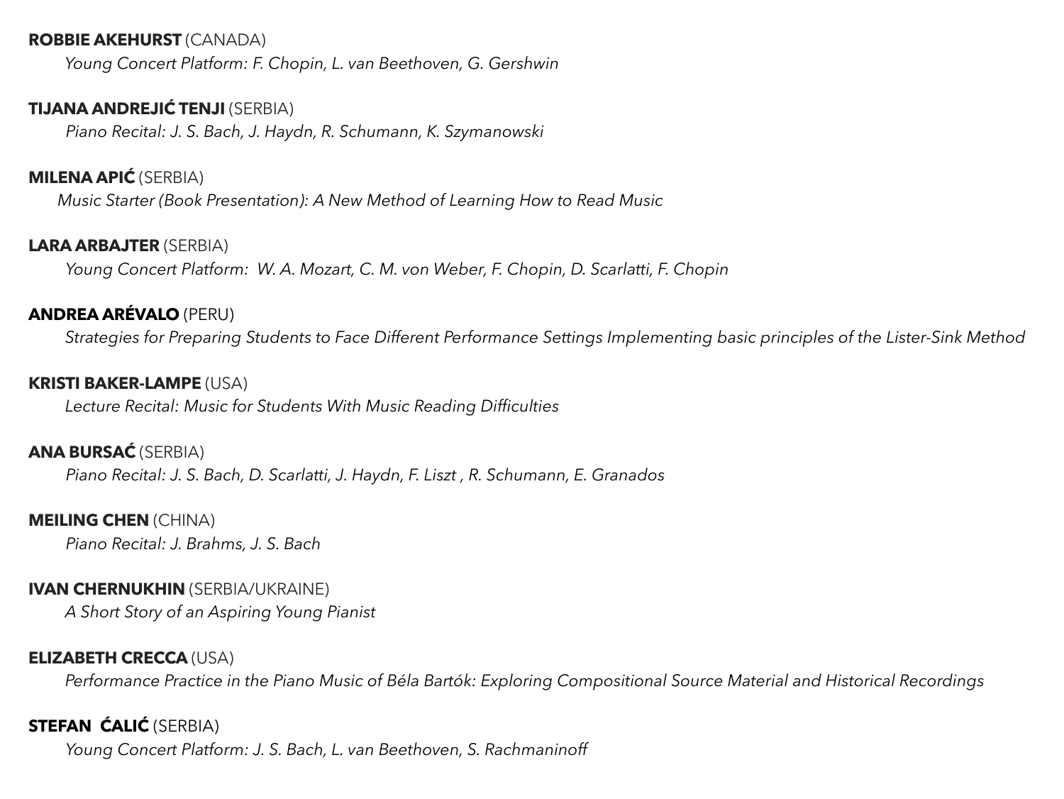**ROBBIE AKEHURST** (CANADA)

*Young Concert Platform: F. Chopin, L. van Beethoven, G. Gershwin*

**TIJANA ANDREJIĆ TENJI** (SERBIA)

*Piano Recital: J. S. Bach, J. Haydn, R. Schumann, K. Szymanowski*

**MILENA APIĆ** (SERBIA)

*Music Starter (Book Presentation): A New Method of Learning How to Read Music*

**LARA ARBAJTER** (SERBIA)

*Young Concert Platform: W. A. Mozart, C. M. von Weber, F. Chopin, D. Scarlatti, F. Chopin*

**ANDREA ARÉVALO** (PERU)

*Strategies for Preparing Students to Face Different Performance Settings Implementing basic principles of the Lister-Sink Method*

**KRISTI BAKER-LAMPE** (USA)

*Lecture Recital: Music for Students With Music Reading Difficulties*

**ANA BURSAĆ** (SERBIA)

*Piano Recital: J. S. Bach, D. Scarlatti, J. Haydn, F. Liszt , R. Schumann, E. Granados*

**MEILING CHEN** (CHINA)

*Piano Recital: J. Brahms, J. S. Bach*

**IVAN CHERNUKHIN** (SERBIA/UKRAINE)

*A Short Story of an Aspiring Young Pianist*

**ELIZABETH CRECCA** (USA)

*Performance Practice in the Piano Music of Béla Bartók: Exploring Compositional Source Material and Historical Recordings*

**STEFAN ĆALIĆ** (SERBIA)

*Young Concert Platform: J. S. Bach, L. van Beethoven, S. Rachmaninoff*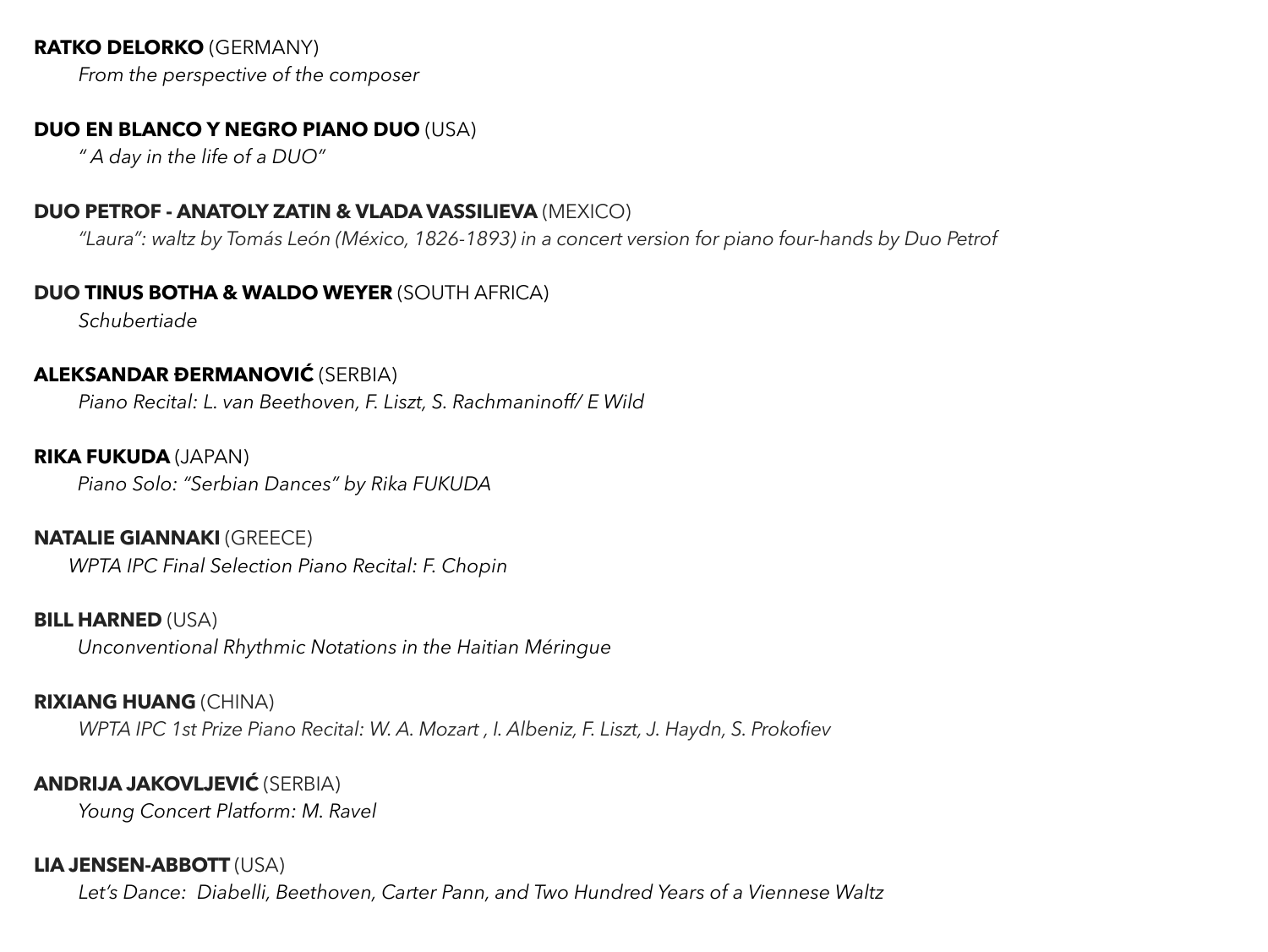**RATKO DELORKO** (GERMANY)

*From the perspective of the composer*

**DUO EN BLANCO Y NEGRO PIANO DUO** (USA)

*" A day in the life of a DUO"*

**DUO PETROF - ANATOLY ZATIN & VLADA VASSILIEVA** (MEXICO)

*"Laura": waltz by Tomás León (México, 1826-1893) in a concert version for piano four-hands by Duo Petrof*

DUO **TINUS BOTHA & WALDO WEYER** (SOUTH AFRICA)

*Schubertiade*

**ALEKSANDAR ĐERMANOVIĆ** (SERBIA)

*Piano Recital: L. van Beethoven, F. Liszt, S. Rachmaninoff/ E Wild*

**RIKA FUKUDA** (JAPAN)

*Piano Solo: "Serbian Dances" by Rika FUKUDA*

**NATALIE GIANNAKI** (GREECE)

*WPTA IPC Final Selection Piano Recital: F. Chopin*

**BILL HARNED** (USA)

*Unconventional Rhythmic Notations in the Haitian Méringue*

**RIXIANG HUANG** (CHINA)

*WPTA IPC 1st Prize Piano Recital: W. A. Mozart , I. Albeniz, F. Liszt, J. Haydn, S. Prokofiev*

**ANDRIJA JAKOVLJEVIĆ** (SERBIA)

*Young Concert Platform: M. Ravel*

**LIA JENSEN-ABBOTT** (USA)

*Let's Dance: Diabelli, Beethoven, Carter Pann, and Two Hundred Years of a Viennese Waltz*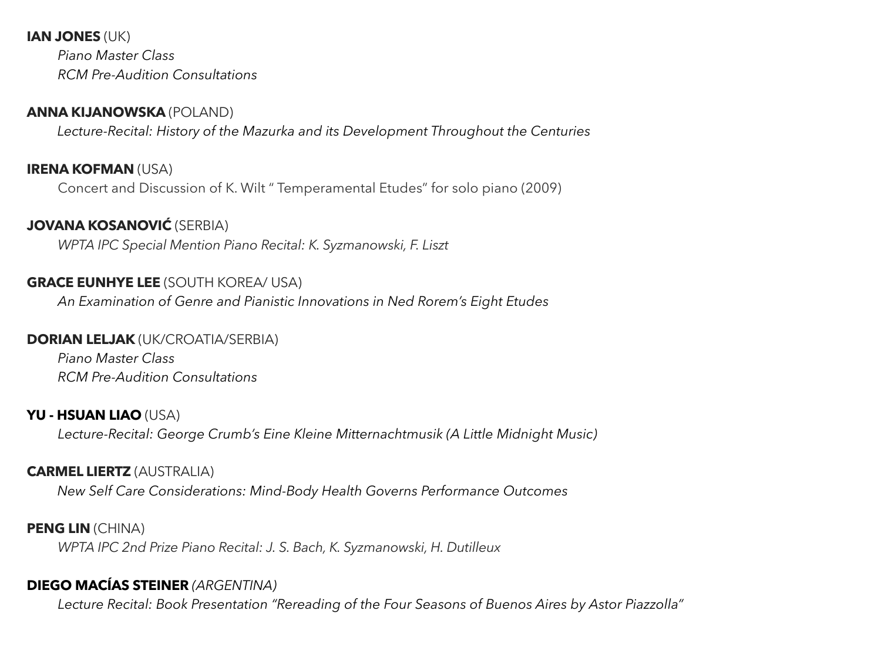**IAN JONES** (UK)

*Piano Master Class*
*RCM Pre-Audition Consultations*

**ANNA KIJANOWSKA** (POLAND)

*Lecture-Recital: History of the Mazurka and its Development Throughout the Centuries*

**IRENA KOFMAN** (USA)

Concert and Discussion of K. Wilt " Temperamental Etudes" for solo piano (2009)

**JOVANA KOSANOVIĆ** (SERBIA)

*WPTA IPC Special Mention Piano Recital: K. Syzmanowski, F. Liszt*

**GRACE EUNHYE LEE** (SOUTH KOREA/ USA)

*An Examination of Genre and Pianistic Innovations in Ned Rorem's Eight Etudes*

**DORIAN LELJAK** (UK/CROATIA/SERBIA)

*Piano Master Class*
*RCM Pre-Audition Consultations*

**YU - HSUAN LIAO** (USA)

*Lecture-Recital: George Crumb's Eine Kleine Mitternachtmusik (A Little Midnight Music)*

**CARMEL LIERTZ** (AUSTRALIA)

*New Self Care Considerations: Mind-Body Health Governs Performance Outcomes*

**PENG LIN** (CHINA)

*WPTA IPC 2nd Prize Piano Recital: J. S. Bach, K. Syzmanowski, H. Dutilleux*

**DIEGO MACÍAS STEINER** *(ARGENTINA)*

*Lecture Recital: Book Presentation "Rereading of the Four Seasons of Buenos Aires by Astor Piazzolla"*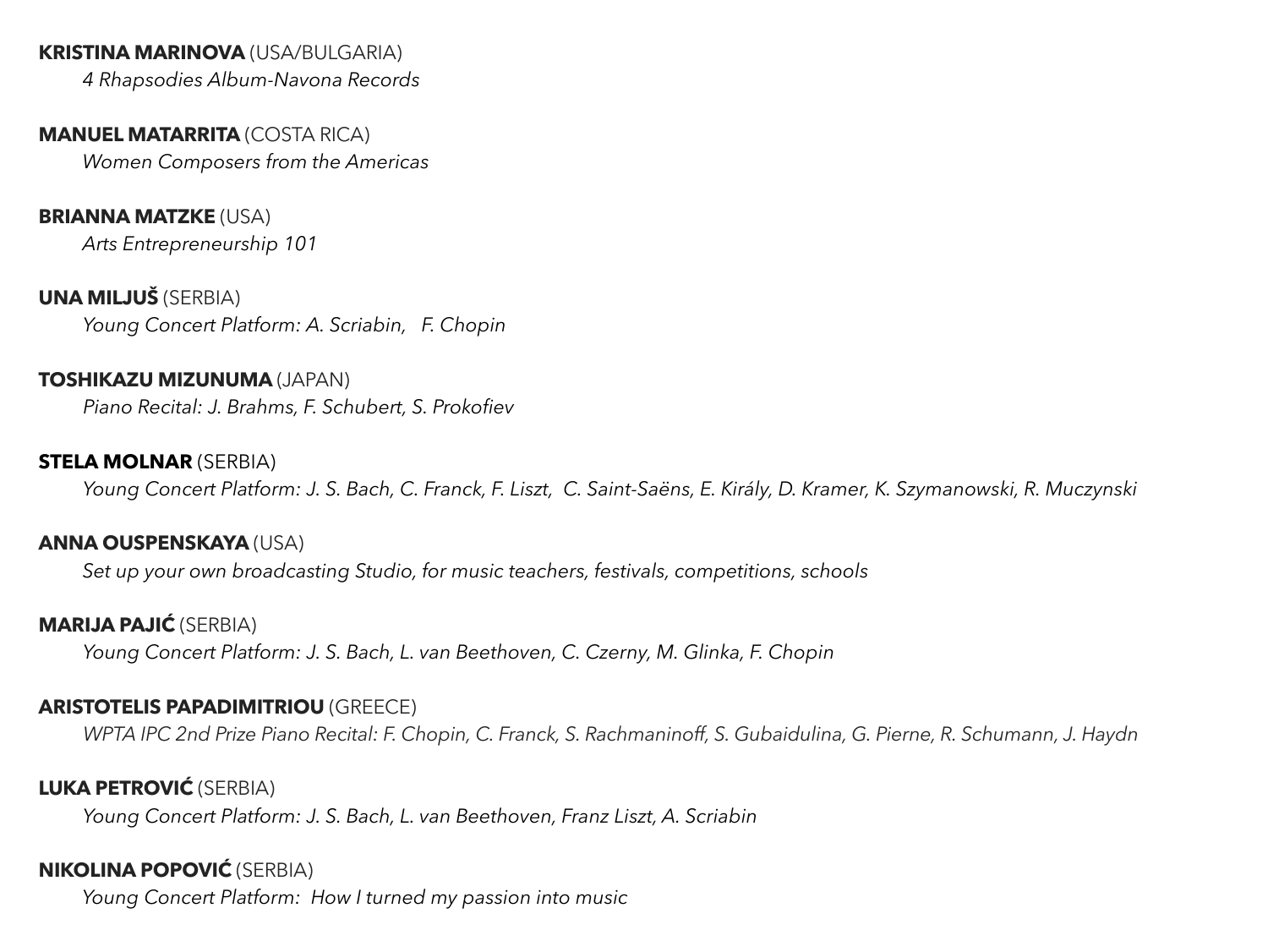**KRISTINA MARINOVA** (USA/BULGARIA)
*4 Rhapsodies Album-Navona Records*

**MANUEL MATARRITA** (COSTA RICA)
*Women Composers from the Americas*

**BRIANNA MATZKE** (USA)
*Arts Entrepreneurship 101*

**UNA MILJUŠ** (SERBIA)
*Young Concert Platform: A. Scriabin, F. Chopin*

**TOSHIKAZU MIZUNUMA** (JAPAN)
*Piano Recital: J. Brahms, F. Schubert, S. Prokofiev*

**STELA MOLNAR** (SERBIA)
*Young Concert Platform: J. S. Bach, C. Franck, F. Liszt, C. Saint-Saëns, E. Király, D. Kramer, K. Szymanowski, R. Muczynski*

**ANNA OUSPENSKAYA** (USA)
*Set up your own broadcasting Studio, for music teachers, festivals, competitions, schools*

**MARIJA PAJIĆ** (SERBIA)
*Young Concert Platform: J. S. Bach, L. van Beethoven, C. Czerny, M. Glinka, F. Chopin*

**ARISTOTELIS PAPADIMITRIOU** (GREECE)
*WPTA IPC 2nd Prize Piano Recital: F. Chopin, C. Franck, S. Rachmaninoff, S. Gubaidulina, G. Pierne, R. Schumann, J. Haydn*

**LUKA PETROVIĆ** (SERBIA)
*Young Concert Platform: J. S. Bach, L. van Beethoven, Franz Liszt, A. Scriabin*

**NIKOLINA POPOVIĆ** (SERBIA)
*Young Concert Platform: How I turned my passion into music*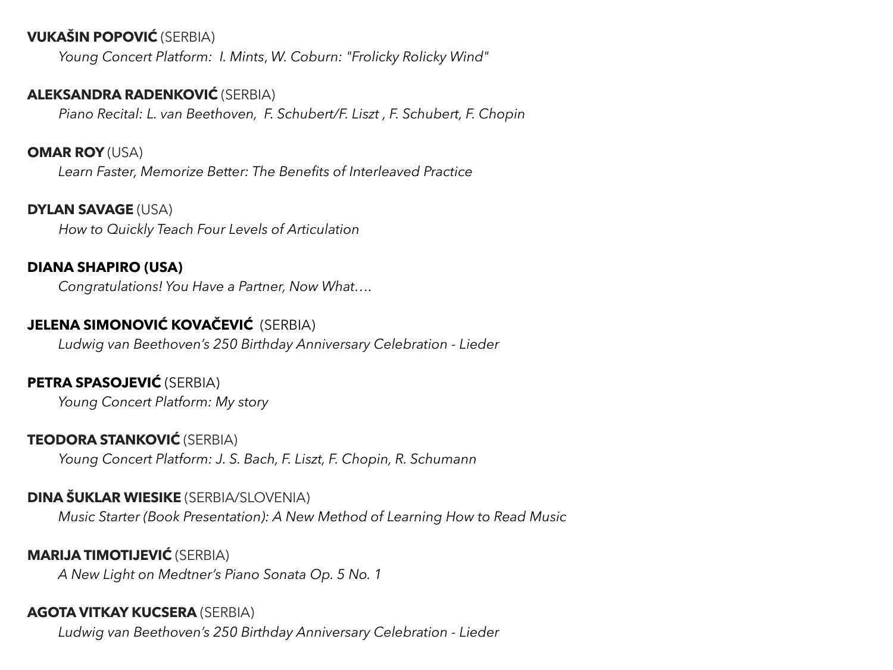**VUKAŠIN POPOVIĆ** (SERBIA)

*Young Concert Platform: I. Mints, W. Coburn: "Frolicky Rolicky Wind"*

**ALEKSANDRA RADENKOVIĆ** (SERBIA)

*Piano Recital: L. van Beethoven, F. Schubert/F. Liszt , F. Schubert, F. Chopin*

**OMAR ROY** (USA)

*Learn Faster, Memorize Better: The Benefits of Interleaved Practice*

**DYLAN SAVAGE** (USA)

*How to Quickly Teach Four Levels of Articulation*

**DIANA SHAPIRO (USA)**

*Congratulations! You Have a Partner, Now What….*

**JELENA SIMONOVIĆ KOVAČEVIĆ** (SERBIA)

*Ludwig van Beethoven's 250 Birthday Anniversary Celebration - Lieder*

**PETRA SPASOJEVIĆ** (SERBIA)

*Young Concert Platform: My story*

**TEODORA STANKOVIĆ** (SERBIA)

*Young Concert Platform: J. S. Bach, F. Liszt, F. Chopin, R. Schumann*

**DINA ŠUKLAR WIESIKE** (SERBIA/SLOVENIA)

*Music Starter (Book Presentation): A New Method of Learning How to Read Music*

**MARIJA TIMOTIJEVIĆ** (SERBIA)

*A New Light on Medtner's Piano Sonata Op. 5 No. 1*

**AGOTA VITKAY KUCSERA** (SERBIA)

*Ludwig van Beethoven's 250 Birthday Anniversary Celebration - Lieder*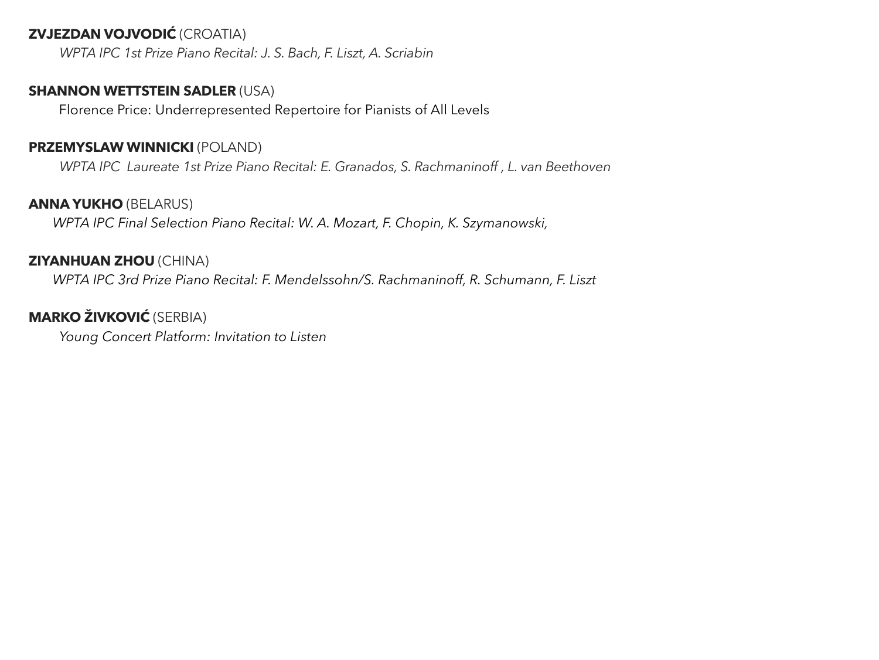**ZVJEZDAN VOJVODIĆ** (CROATIA)

*WPTA IPC 1st Prize Piano Recital: J. S. Bach, F. Liszt, A. Scriabin*

**SHANNON WETTSTEIN SADLER** (USA)

Florence Price: Underrepresented Repertoire for Pianists of All Levels

**PRZEMYSLAW WINNICKI** (POLAND)

*WPTA IPC Laureate 1st Prize Piano Recital: E. Granados, S. Rachmaninoff , L. van Beethoven*

**ANNA YUKHO** (BELARUS)

*WPTA IPC Final Selection Piano Recital: W. A. Mozart, F. Chopin, K. Szymanowski,*

**ZIYANHUAN ZHOU** (CHINA)

*WPTA IPC 3rd Prize Piano Recital: F. Mendelssohn/S. Rachmaninoff, R. Schumann, F. Liszt*

**MARKO ŽIVKOVIĆ** (SERBIA)

*Young Concert Platform: Invitation to Listen*